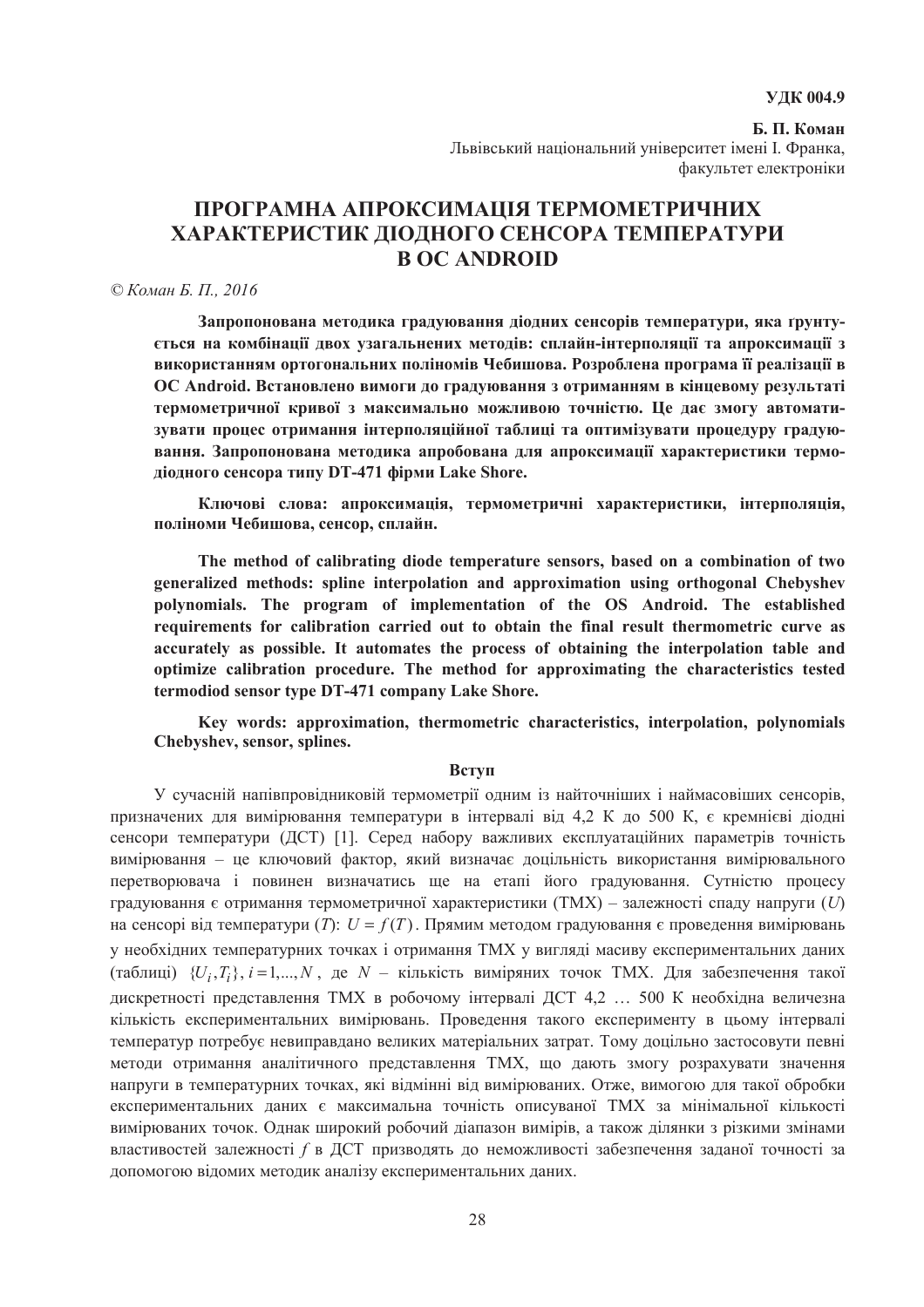**УДК 004.9**

**Б. П. Коман**
Львівський національний університет імені І. Франка,
факультет електроніки

# ПРОГРАМНА АПРОКСИМАЦІЯ ТЕРМОМЕТРИЧНИХ ХАРАКТЕРИСТИК ДІОДНОГО СЕНСОРА ТЕМПЕРАТУРИ В ОС ANDROID

*© Коман Б. П., 2016*

**Запропонована методика градуювання діодних сенсорів температури, яка ґрунтується на комбінації двох узагальнених методів: сплайн-інтерполяції та апроксимації з використанням ортогональних поліномів Чебишова. Розроблена програма її реалізації в ОС Android. Встановлено вимоги до градуювання з отриманням в кінцевому результаті термометричної кривої з максимально можливою точністю. Це дає змогу автоматизувати процес отримання інтерполяційної таблиці та оптимізувати процедуру градуювання. Запропонована методика апробована для апроксимації характеристики термодіодного сенсора типу DT-471 фірми Lake Shore.**

**Ключові слова: апроксимація, термометричні характеристики, інтерполяція, поліноми Чебишова, сенсор, сплайн.**

**The method of calibrating diode temperature sensors, based on a combination of two generalized methods: spline interpolation and approximation using orthogonal Chebyshev polynomials. The program of implementation of the OS Android. The established requirements for calibration carried out to obtain the final result thermometric curve as accurately as possible. It automates the process of obtaining the interpolation table and optimize calibration procedure. The method for approximating the characteristics tested termodiod sensor type DT-471 company Lake Shore.**

**Key words: approximation, thermometric characteristics, interpolation, polynomials Chebyshev, sensor, splines.**

## Вступ

У сучасній напівпровідниковій термометрії одним із найточніших і наймасовіших сенсорів, призначених для вимірювання температури в інтервалі від 4,2 К до 500 К, є кремнієві діодні сенсори температури (ДСТ) [1]. Серед набору важливих експлуатаційних параметрів точність вимірювання – це ключовий фактор, який визначає доцільність використання вимірювального перетворювача і повинен визначатись ще на етапі його градуювання. Сутністю процесу градуювання є отримання термометричної характеристики (ТМХ) – залежності спаду напруги ($U$) на сенсорі від температури ($T$): $U = f(T)$. Прямим методом градуювання є проведення вимірювань у необхідних температурних точках і отримання ТМХ у вигляді масиву експериментальних даних (таблиці) $\{U_i, T_i\}, i = 1,...,N$, де $N$ – кількість виміряних точок ТМХ. Для забезпечення такої дискретності представлення ТМХ в робочому інтервалі ДСТ 4,2 … 500 К необхідна величезна кількість експериментальних вимірювань. Проведення такого експерименту в цьому інтервалі температур потребує невиправдано великих матеріальних затрат. Тому доцільно застосовути певні методи отримання аналітичного представлення ТМХ, що дають змогу розрахувати значення напруги в температурних точках, які відмінні від вимірюваних. Отже, вимогою для такої обробки експериментальних даних є максимальна точність описуваної ТМХ за мінімальної кількості вимірюваних точок. Однак широкий робочий діапазон вимірів, а також ділянки з різкими змінами властивостей залежності $f$ в ДСТ призводять до неможливості забезпечення заданої точності за допомогою відомих методик аналізу експериментальних даних.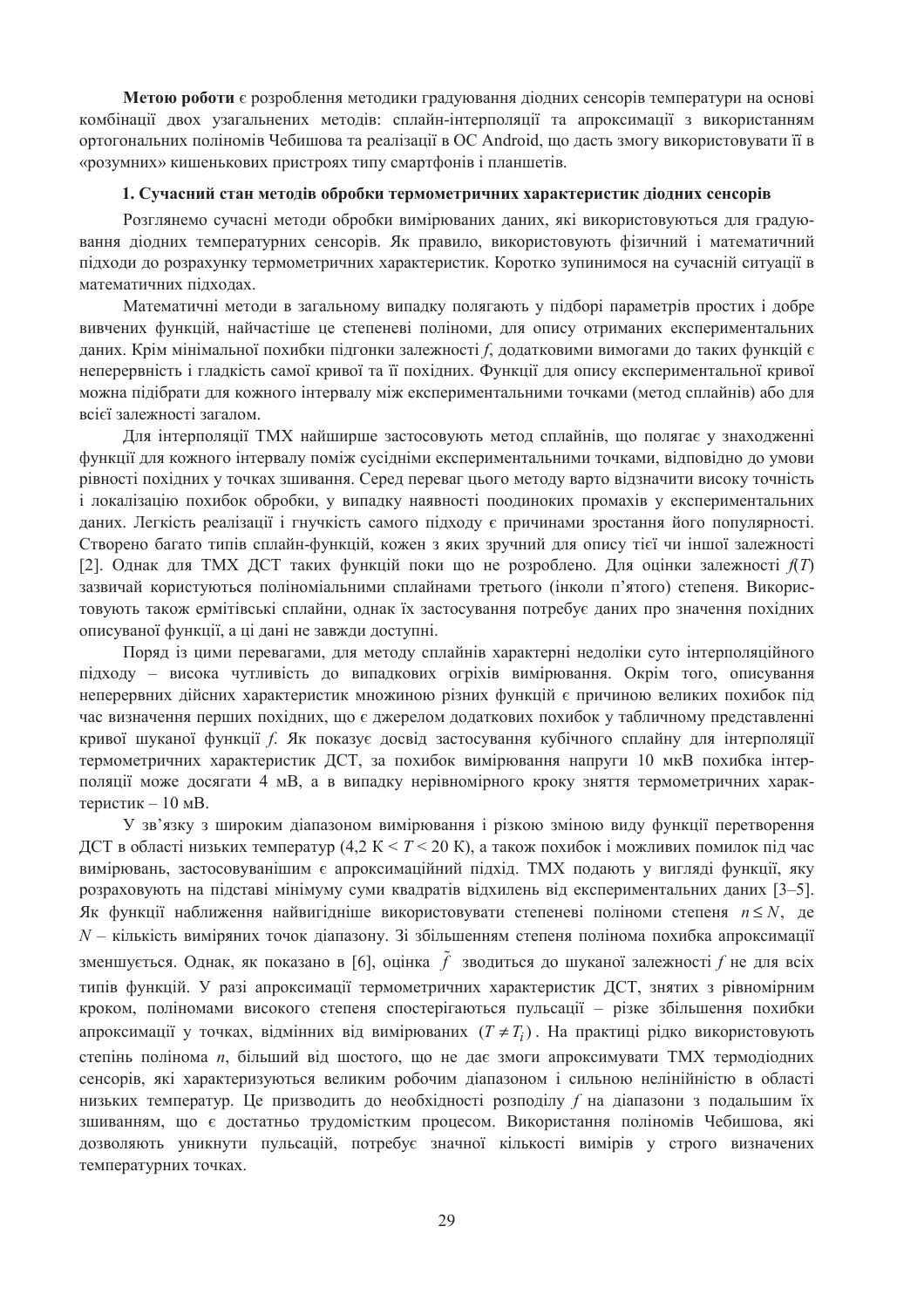**Метою роботи** є розроблення методики градуювання діодних сенсорів температури на основі комбінації двох узагальнених методів: сплайн-інтерполяції та апроксимації з використанням ортогональних поліномів Чебишова та реалізації в ОС Android, що дасть змогу використовувати її в «розумних» кишенькових пристроях типу смартфонів і планшетів.

### 1. Сучасний стан методів обробки термометричних характеристик діодних сенсорів

Розглянемо сучасні методи обробки вимірюваних даних, які використовуються для градуювання діодних температурних сенсорів. Як правило, використовують фізичний і математичний підходи до розрахунку термометричних характеристик. Коротко зупинимося на сучасній ситуації в математичних підходах.

Математичні методи в загальному випадку полягають у підборі параметрів простих і добре вивчених функцій, найчастіше це степеневі поліноми, для опису отриманих експериментальних даних. Крім мінімальної похибки підгонки залежності *f*, додатковими вимогами до таких функцій є неперервність і гладкість самої кривої та її похідних. Функції для опису експериментальної кривої можна підібрати для кожного інтервалу між експериментальними точками (метод сплайнів) або для всієї залежності загалом.

Для інтерполяції ТМХ найширше застосовують метод сплайнів, що полягає у знаходженні функції для кожного інтервалу поміж сусідніми експериментальними точками, відповідно до умови рівності похідних у точках зшивання. Серед переваг цього методу варто відзначити високу точність і локалізацію похибок обробки, у випадку наявності поодиноких промахів у експериментальних даних. Легкість реалізації і гнучкість самого підходу є причинами зростання його популярності. Створено багато типів сплайн-функцій, кожен з яких зручний для опису тієї чи іншої залежності [2]. Однак для ТМХ ДСТ таких функцій поки що не розроблено. Для оцінки залежності $f(T)$ зазвичай користуються поліноміальними сплайнами третього (інколи п'ятого) степеня. Використовують також ермітівські сплайни, однак їх застосування потребує даних про значення похідних описуваної функції, а ці дані не завжди доступні.

Поряд із цими перевагами, для методу сплайнів характерні недоліки суто інтерполяційного підходу – висока чутливість до випадкових огріхів вимірювання. Окрім того, описування неперервних дійсних характеристик множиною різних функцій є причиною великих похибок під час визначення перших похідних, що є джерелом додаткових похибок у табличному представленні кривої шуканої функції *f*. Як показує досвід застосування кубічного сплайну для інтерполяції термометричних характеристик ДСТ, за похибок вимірювання напруги 10 мкВ похибка інтерполяції може досягати 4 мВ, а в випадку нерівномірного кроку зняття термометричних характеристик – 10 мВ.

У зв'язку з широким діапазоном вимірювання і різкою зміною виду функції перетворення ДСТ в області низьких температур (4,2 К < $T$ < 20 К), а також похибок і можливих помилок під час вимірювань, застосовуванішим є апроксимаційний підхід. ТМХ подають у вигляді функції, яку розраховують на підставі мінімуму суми квадратів відхилень від експериментальних даних [3–5]. Як функції наближення найвигідніше використовувати степеневі поліноми степеня $n \le N$, де $N$ – кількість виміряних точок діапазону. Зі збільшенням степеня полінома похибка апроксимації зменшується. Однак, як показано в [6], оцінка $\tilde{f}$ зводиться до шуканої залежності $f$ не для всіх типів функцій. У разі апроксимації термометричних характеристик ДСТ, знятих з рівномірним кроком, поліномами високого степеня спостерігаються пульсації – різке збільшення похибки апроксимації у точках, відмінних від вимірюваних $(T \ne T_i)$. На практиці рідко використовують степінь полінома $n$, більший від шостого, що не дає змоги апроксимувати ТМХ термодіодних сенсорів, які характеризуються великим робочим діапазоном і сильною нелінійністю в області низьких температур. Це призводить до необхідності розподілу $f$ на діапазони з подальшим їх зшиванням, що є достатньо трудомістким процесом. Використання поліномів Чебишова, які дозволяють уникнути пульсацій, потребує значної кількості вимірів у строго визначених температурних точках.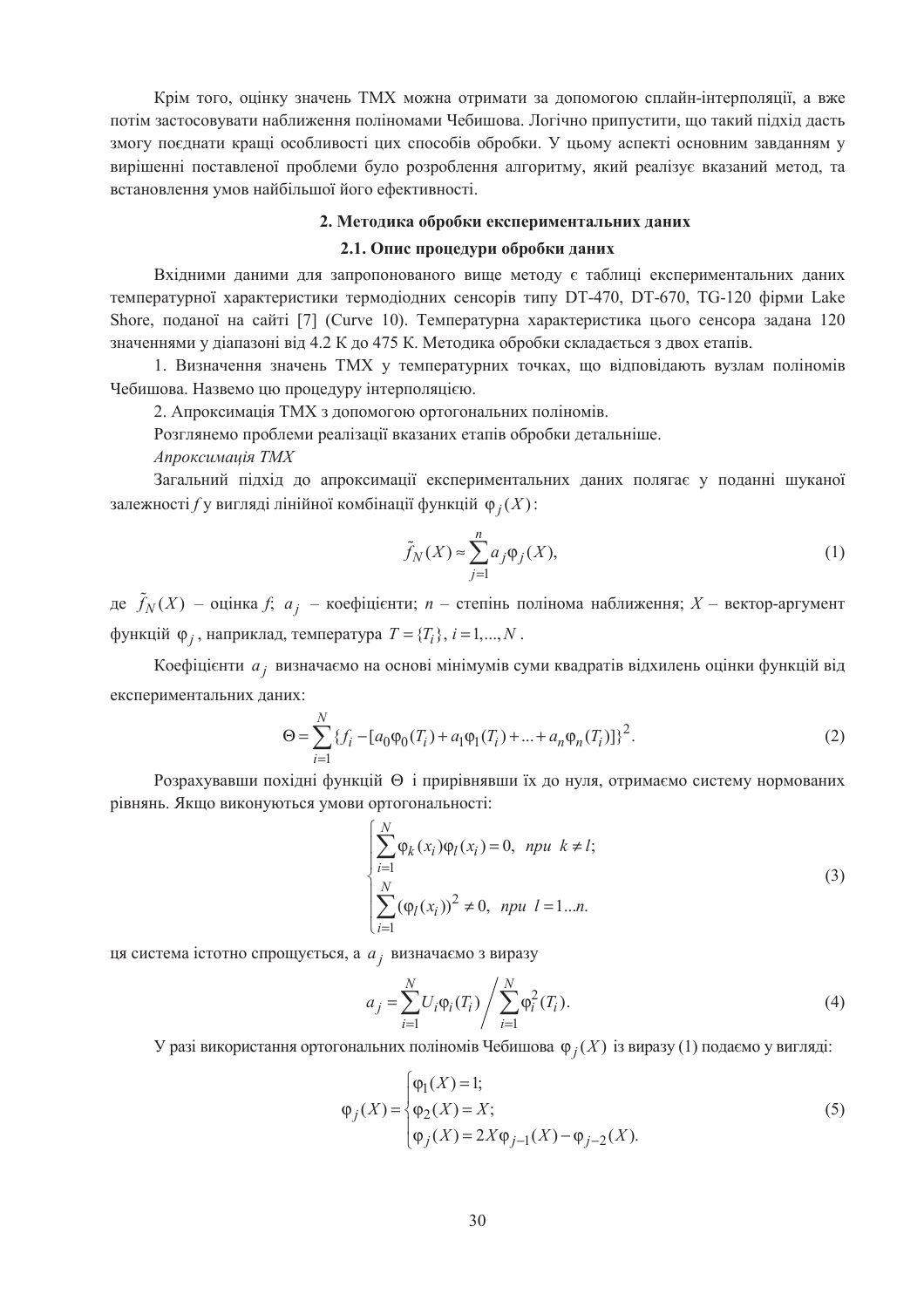Крім того, оцінку значень ТМХ можна отримати за допомогою сплайн-інтерполяції, а вже потім застосовувати наближення поліномами Чебишова. Логічно припустити, що такий підхід дасть змогу поєднати кращі особливості цих способів обробки. У цьому аспекті основним завданням у вирішенні поставленої проблеми було розроблення алгоритму, який реалізує вказаний метод, та встановлення умов найбільшої його ефективності.

## 2. Методика обробки експериментальних даних

### 2.1. Опис процедури обробки даних

Вхідними даними для запропонованого вище методу є таблиці експериментальних даних температурної характеристики термодіодних сенсорів типу DT-470, DT-670, TG-120 фірми Lake Shore, поданої на сайті [7] (Curve 10). Температурна характеристика цього сенсора задана 120 значеннями у діапазоні від 4.2 К до 475 К. Методика обробки складається з двох етапів.

1. Визначення значень ТМХ у температурних точках, що відповідають вузлам поліномів Чебишова. Назвемо цю процедуру інтерполяцією.

2. Апроксимація ТМХ з допомогою ортогональних поліномів.

Розглянемо проблеми реалізації вказаних етапів обробки детальніше.

*Апроксимація ТМХ*

Загальний підхід до апроксимації експериментальних даних полягає у поданні шуканої залежності *f* у вигляді лінійної комбінації функцій $\varphi_j(X)$:

$$\tilde{f}_N(X) \approx \sum_{j=1}^{n} a_j \varphi_j(X), \tag{1}$$

де $\tilde{f}_N(X)$ – оцінка *f*; $a_j$ – коефіцієнти; *n* – степінь полінома наближення; *X* – вектор-аргумент функцій $\varphi_j$, наприклад, температура $T = \{T_i\},\ i = 1,...,N$.

Коефіцієнти $a_j$ визначаємо на основі мінімумів суми квадратів відхилень оцінки функцій від експериментальних даних:

$$\Theta = \sum_{i=1}^{N} \{f_i - [a_0\varphi_0(T_i) + a_1\varphi_1(T_i) + ... + a_n\varphi_n(T_i)]\}^2. \tag{2}$$

Розрахувавши похідні функцій $\Theta$ і прирівнявши їх до нуля, отримаємо систему нормованих рівнянь. Якщо виконуються умови ортогональності:

$$\begin{cases} \sum\limits_{i=1}^{N} \varphi_k(x_i)\varphi_l(x_i) = 0, \ \ при \ \ k \neq l; \\ \sum\limits_{i=1}^{N} (\varphi_l(x_i))^2 \neq 0, \ \ при \ \ l = 1...n. \end{cases} \tag{3}$$

ця система істотно спрощується, а $a_j$ визначаємо з виразу

$$a_j = \sum_{i=1}^{N} U_i \varphi_i(T_i) \Bigg/ \sum_{i=1}^{N} \varphi_i^2(T_i). \tag{4}$$

У разі використання ортогональних поліномів Чебишова $\varphi_j(X)$ із виразу (1) подаємо у вигляді:

$$\varphi_j(X) = \begin{cases} \varphi_1(X) = 1; \\ \varphi_2(X) = X; \\ \varphi_j(X) = 2X\varphi_{j-1}(X) - \varphi_{j-2}(X). \end{cases} \tag{5}$$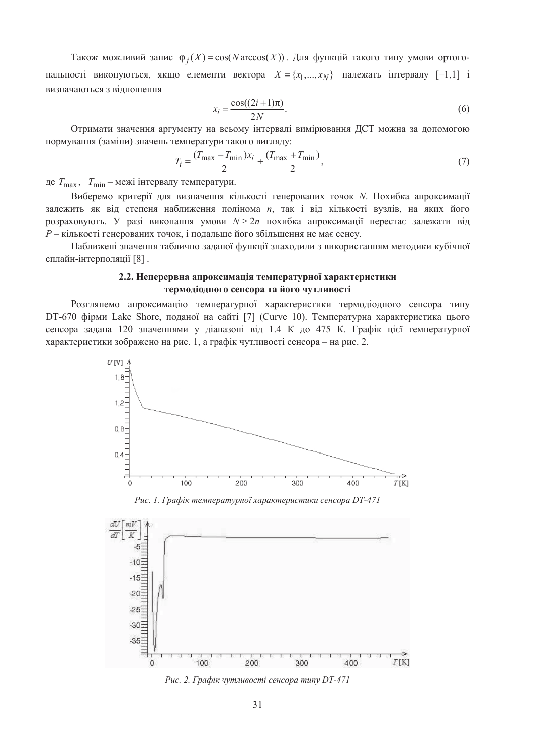Також можливий запис $\varphi_j(X) = \cos(N \arccos(X))$. Для функцій такого типу умови ортогональності виконуються, якщо елементи вектора $X = \{x_1, ..., x_N\}$ належать інтервалу [–1,1] і визначаються з відношення

$$x_i = \frac{\cos((2i+1)\pi)}{2N}. \quad (6)$$

Отримати значення аргументу на всьому інтервалі вимірювання ДСТ можна за допомогою нормування (заміни) значень температури такого вигляду:

$$T_i = \frac{(T_{\max} - T_{\min})x_i}{2} + \frac{(T_{\max} + T_{\min})}{2}, \quad (7)$$

де $T_{\max}$, $T_{\min}$ – межі інтервалу температури.

Виберемо критерії для визначення кількості генерованих точок $N$. Похибка апроксимації залежить як від степеня наближення полінома $n$, так і від кількості вузлів, на яких його розраховують. У разі виконання умови $N > 2n$ похибка апроксимації перестає залежати від $P$ – кількості генерованих точок, і подальше його збільшення не має сенсу.

Наближені значення таблично заданої функції знаходили з використанням методики кубічної сплайн-інтерполяції [8] .

### 2.2. Неперервна апроксимація температурної характеристики термодіодного сенсора та його чутливості

Розглянемо апроксимацію температурної характеристики термодіодного сенсора типу DT-670 фірми Lake Shore, поданої на сайті [7] (Curve 10). Температурна характеристика цього сенсора задана 120 значеннями у діапазоні від 1.4 К до 475 К. Графік цієї температурної характеристики зображено на рис. 1, а графік чутливості сенсора – на рис. 2.

*Рис. 1. Графік температурної характеристики сенсора DT-471*

*Рис. 2. Графік чутливості сенсора типу DT-471*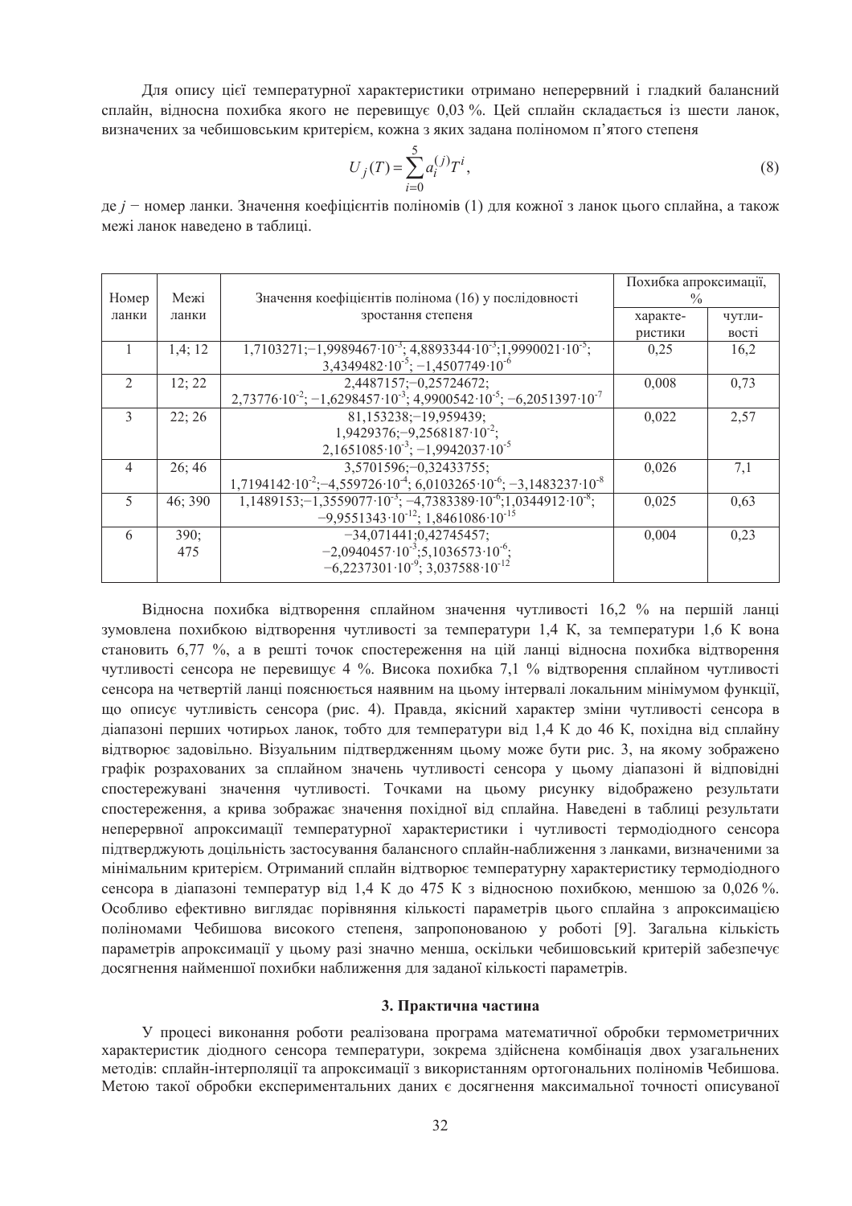Для опису цієї температурної характеристики отримано неперервний і гладкий балансний сплайн, відносна похибка якого не перевищує 0,03 %. Цей сплайн складається із шести ланок, визначених за чебишовським критерієм, кожна з яких задана поліномом п'ятого степеня

$$U_j(T) = \sum_{i=0}^{5} a_i^{(j)} T^i, \tag{8}$$

де $j$ − номер ланки. Значення коефіцієнтів поліномів (1) для кожної з ланок цього сплайна, а також межі ланок наведено в таблиці.

| Номер ланки | Межі ланки | Значення коефіцієнтів полінома (16) у послідовності зростання степеня | Похибка апроксимації, % | |
|---|---|---|---|---|
| | | | характе-ристики | чутли-вості |
| 1 | 1,4; 12 | 1,7103271; $-1{,}9989467\cdot10^{-3}$; $4{,}8893344\cdot10^{-3}$; $1{,}9990021\cdot10^{-5}$; $3{,}4349482\cdot10^{-5}$; $-1{,}4507749\cdot10^{-6}$ | 0,25 | 16,2 |
| 2 | 12; 22 | 2,4487157; −0,25724672; $2{,}73776\cdot10^{-2}$; $-1{,}6298457\cdot10^{-3}$; $4{,}9900542\cdot10^{-5}$; $-6{,}2051397\cdot10^{-7}$ | 0,008 | 0,73 |
| 3 | 22; 26 | 81,153238; −19,959439; 1,9429376; $-9{,}2568187\cdot10^{-2}$; $2{,}1651085\cdot10^{-3}$; $-1{,}9942037\cdot10^{-5}$ | 0,022 | 2,57 |
| 4 | 26; 46 | 3,5701596; −0,32433755; $1{,}7194142\cdot10^{-2}$; $-4{,}559726\cdot10^{-4}$; $6{,}0103265\cdot10^{-6}$; $-3{,}1483237\cdot10^{-8}$ | 0,026 | 7,1 |
| 5 | 46; 390 | 1,1489153; $-1{,}3559077\cdot10^{-3}$; $-4{,}7383389\cdot10^{-6}$; $1{,}0344912\cdot10^{-8}$; $-9{,}9551343\cdot10^{-12}$; $1{,}8461086\cdot10^{-15}$ | 0,025 | 0,63 |
| 6 | 390; 475 | −34,071441; 0,42745457; $-2{,}0940457\cdot10^{-3}$; $5{,}1036573\cdot10^{-6}$; $-6{,}2237301\cdot10^{-9}$; $3{,}037588\cdot10^{-12}$ | 0,004 | 0,23 |

Відносна похибка відтворення сплайном значення чутливості 16,2 % на першій ланці зумовлена похибкою відтворення чутливості за температури 1,4 K, за температури 1,6 K вона становить 6,77 %, а в решті точок спостереження на цій ланці відносна похибка відтворення чутливості сенсора не перевищує 4 %. Висока похибка 7,1 % відтворення сплайном чутливості сенсора на четвертій ланці пояснюється наявним на цьому інтервалі локальним мінімумом функції, що описує чутливість сенсора (рис. 4). Правда, якісний характер зміни чутливості сенсора в діапазоні перших чотирьох ланок, тобто для температури від 1,4 K до 46 K, похідна від сплайну відтворює задовільно. Візуальним підтвердженням цьому може бути рис. 3, на якому зображено графік розрахованих за сплайном значень чутливості сенсора у цьому діапазоні й відповідні спостережувані значення чутливості. Точками на цьому рисунку відображено результати спостереження, а крива зображає значення похідної від сплайна. Наведені в таблиці результати неперервної апроксимації температурної характеристики і чутливості термодіодного сенсора підтверджують доцільність застосування балансного сплайн-наближення з ланками, визначеними за мінімальним критерієм. Отриманий сплайн відтворює температурну характеристику термодіодного сенсора в діапазоні температур від 1,4 K до 475 K з відносною похибкою, меншою за 0,026 %. Особливо ефективно виглядає порівняння кількості параметрів цього сплайна з апроксимацією поліномами Чебишова високого степеня, запропонованою у роботі [9]. Загальна кількість параметрів апроксимації у цьому разі значно менша, оскільки чебишовський критерій забезпечує досягнення найменшої похибки наближення для заданої кількості параметрів.

### 3. Практична частина

У процесі виконання роботи реалізована програма математичної обробки термометричних характеристик діодного сенсора температури, зокрема здійснена комбінація двох узагальнених методів: сплайн-інтерполяції та апроксимації з використанням ортогональних поліномів Чебишова. Метою такої обробки експериментальних даних є досягнення максимальної точності описуваної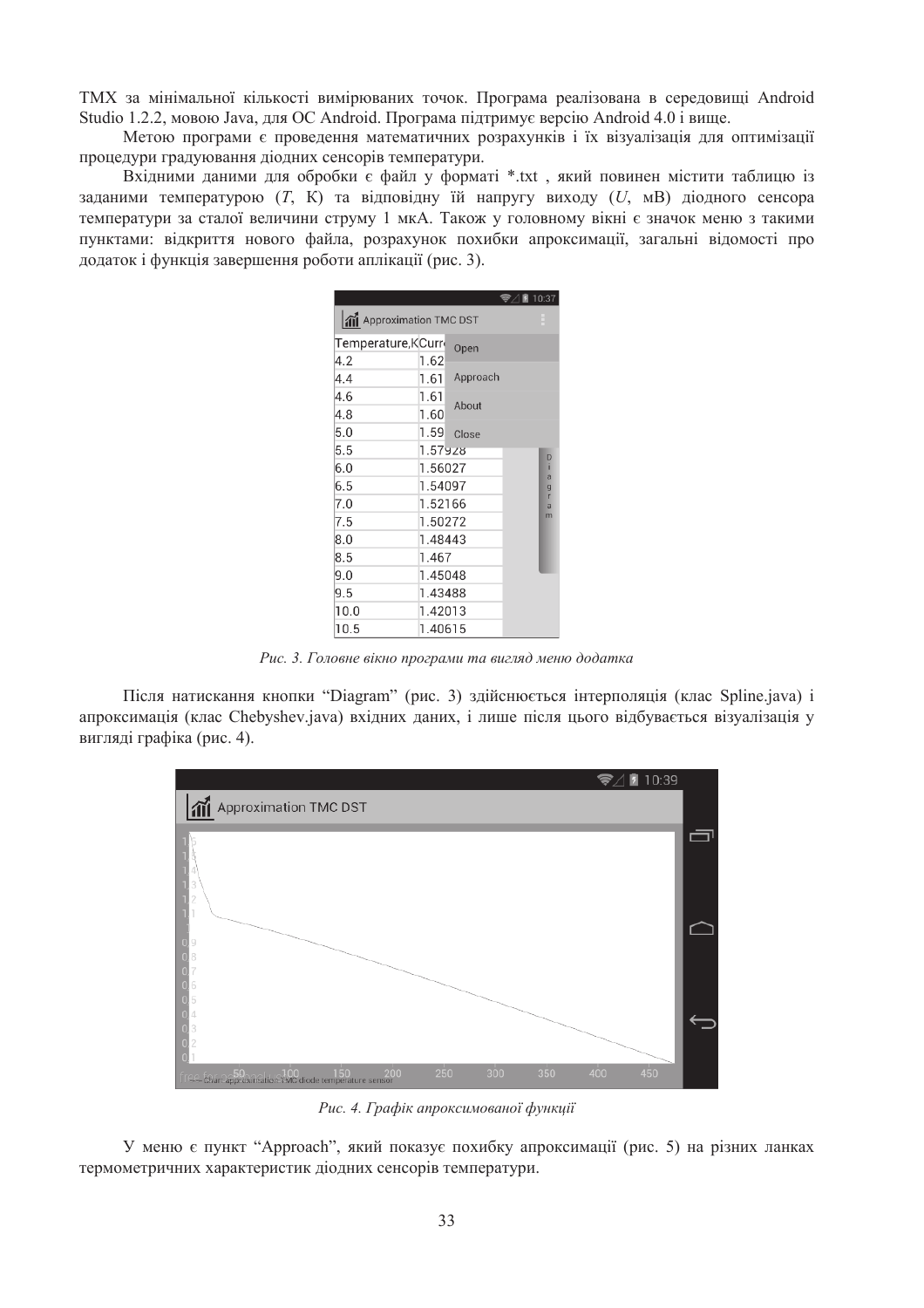ТМХ за мінімальної кількості вимірюваних точок. Програма реалізована в середовищі Android Studio 1.2.2, мовою Java, для ОС Android. Програма підтримує версію Android 4.0 і вище.

Метою програми є проведення математичних розрахунків і їх візуалізація для оптимізації процедури градуювання діодних сенсорів температури.

Вхідними даними для обробки є файл у форматі *.txt , який повинен містити таблицю із заданими температурою ($T$, К) та відповідну їй напругу виходу ($U$, мВ) діодного сенсора температури за сталої величини струму 1 мкА. Також у головному вікні є значок меню з такими пунктами: відкриття нового файла, розрахунок похибки апроксимації, загальні відомості про додаток і функція завершення роботи аплікації (рис. 3).

*Рис. 3. Головне вікно програми та вигляд меню додатка*

Після натискання кнопки “Diagram” (рис. 3) здійснюється інтерполяція (клас Spline.java) і апроксимація (клас Chebyshev.java) вхідних даних, і лише після цього відбувається візуалізація у вигляді графіка (рис. 4).

*Рис. 4. Графік апроксимованої функції*

У меню є пункт “Approach”, який показує похибку апроксимації (рис. 5) на різних ланках термометричних характеристик діодних сенсорів температури.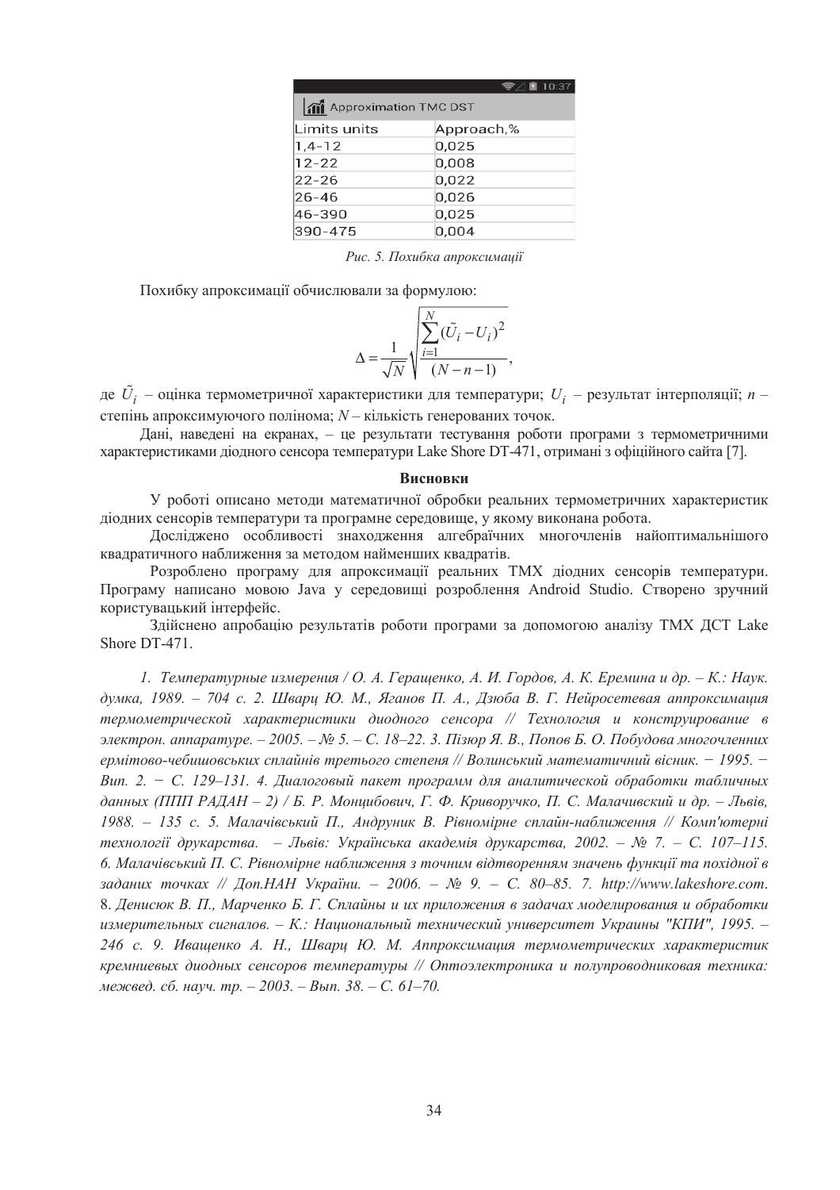| Limits units | Approach,% |
|---|---|
| 1,4-12 | 0,025 |
| 12-22 | 0,008 |
| 22-26 | 0,022 |
| 26-46 | 0,026 |
| 46-390 | 0,025 |
| 390-475 | 0,004 |

*Рис. 5. Похибка апроксимації*

Похибку апроксимації обчислювали за формулою:

$$\Delta = \frac{1}{\sqrt{N}}\sqrt{\frac{\sum_{i=1}^{N}(\tilde{U}_i - U_i)^2}{(N-n-1)}},$$

де $\tilde{U}_i$ – оцінка термометричної характеристики для температури; $U_i$ – результат інтерполяції; $n$ – степінь апроксимуючого полінома; $N$ – кількість генерованих точок.

Дані, наведені на екранах, – це результати тестування роботи програми з термометричними характеристиками діодного сенсора температури Lake Shore DT-471, отримані з офіційного сайта [7].

## Висновки

У роботі описано методи математичної обробки реальних термометричних характеристик діодних сенсорів температури та програмне середовище, у якому виконана робота.

Досліджено особливості знаходження алгебраїчних многочленів найоптимальнішого квадратичного наближення за методом найменших квадратів.

Розроблено програму для апроксимації реальних ТМХ діодних сенсорів температури. Програму написано мовою Java у середовищі розроблення Android Studio. Створено зручний користувацький інтерфейс.

Здійснено апробацію результатів роботи програми за допомогою аналізу ТМХ ДСТ Lake Shore DT-471.

*1. Температурные измерения / О. А. Геращенко, А. И. Гордов, А. К. Еремина и др. – К.: Наук. думка, 1989. – 704 с. 2. Шварц Ю. М., Яганов П. А., Дзюба В. Г. Нейросетевая аппроксимация термометрической характеристики диодного сенсора // Технология и конструирование в электрон. аппаратуре. – 2005. – № 5. – С. 18–22. 3. Пізюр Я. В., Попов Б. О. Побудова многочленних ермітово-чебишовських сплайнів третього степеня // Волинський математичний вісник. − 1995. − Вип. 2. − С. 129–131. 4. Диалоговый пакет программ для аналитической обработки табличных данных (ППП РАДАН – 2) / Б. Р. Монцибович, Г. Ф. Криворучко, П. С. Малачивский и др. – Львів, 1988. – 135 с. 5. Малачівський П., Андруник В. Рівномірне сплайн-наближення // Комп'ютерні технології друкарства. – Львів: Українська академія друкарства, 2002. – № 7. – С. 107–115. 6. Малачівський П. С. Рівномірне наближення з точним відтворенням значень функції та похідної в заданих точках // Доп.НАН України. – 2006. – № 9. – С. 80–85. 7. http://www.lakeshore.com. 8. Денисюк В. П., Марченко Б. Г. Сплайны и их приложения в задачах моделирования и обработки измерительных сигналов. – К.: Национальный технический университет Украины "КПИ", 1995. – 246 с. 9. Иващенко А. Н., Шварц Ю. М. Аппроксимация термометрических характеристик кремниевых диодных сенсоров температуры // Оптоэлектроника и полупроводниковая техника: межвед. сб. науч. тр. – 2003. – Вып. 38. – С. 61–70.*